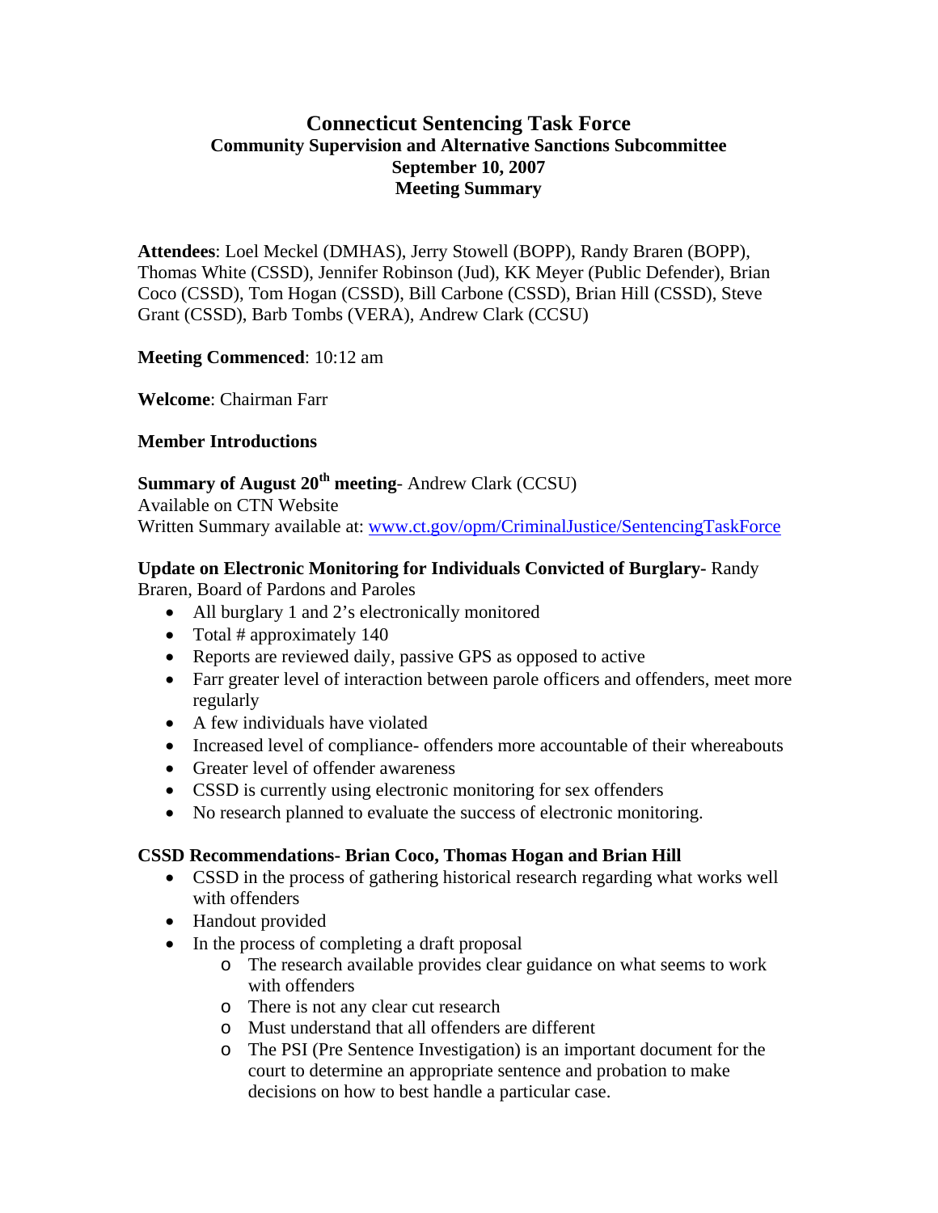# Connecticut Sentencing Task Force
## Community Supervision and Alternative Sanctions Subcommittee
### September 10, 2007
### Meeting Summary

**Attendees**: Loel Meckel (DMHAS), Jerry Stowell (BOPP), Randy Braren (BOPP), Thomas White (CSSD), Jennifer Robinson (Jud), KK Meyer (Public Defender), Brian Coco (CSSD), Tom Hogan (CSSD), Bill Carbone (CSSD), Brian Hill (CSSD), Steve Grant (CSSD), Barb Tombs (VERA), Andrew Clark (CCSU)

**Meeting Commenced**: 10:12 am

**Welcome**: Chairman Farr

**Member Introductions**

**Summary of August 20th meeting**- Andrew Clark (CCSU)
Available on CTN Website
Written Summary available at: www.ct.gov/opm/CriminalJustice/SentencingTaskForce

**Update on Electronic Monitoring for Individuals Convicted of Burglary-** Randy Braren, Board of Pardons and Paroles

- All burglary 1 and 2's electronically monitored
- Total # approximately 140
- Reports are reviewed daily, passive GPS as opposed to active
- Farr greater level of interaction between parole officers and offenders, meet more regularly
- A few individuals have violated
- Increased level of compliance- offenders more accountable of their whereabouts
- Greater level of offender awareness
- CSSD is currently using electronic monitoring for sex offenders
- No research planned to evaluate the success of electronic monitoring.

**CSSD Recommendations- Brian Coco, Thomas Hogan and Brian Hill**

- CSSD in the process of gathering historical research regarding what works well with offenders
- Handout provided
- In the process of completing a draft proposal
  - The research available provides clear guidance on what seems to work with offenders
  - There is not any clear cut research
  - Must understand that all offenders are different
  - The PSI (Pre Sentence Investigation) is an important document for the court to determine an appropriate sentence and probation to make decisions on how to best handle a particular case.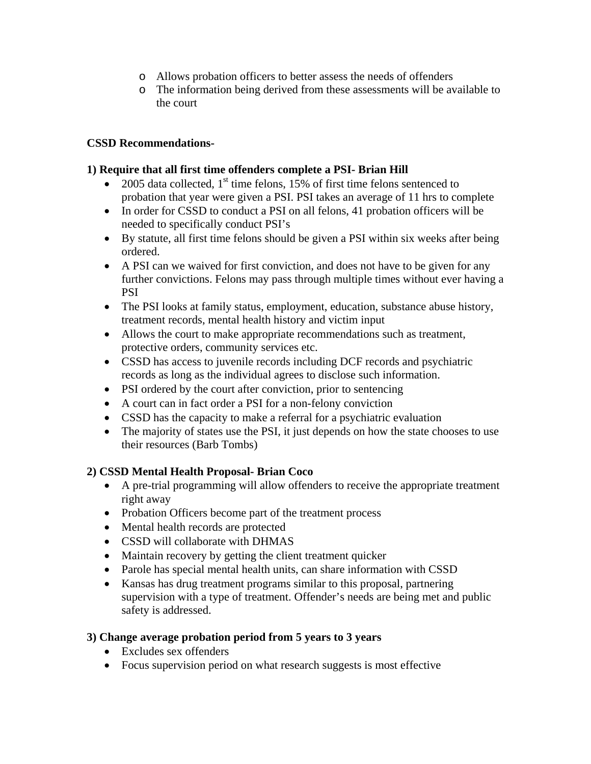- Allows probation officers to better assess the needs of offenders
- The information being derived from these assessments will be available to the court

**CSSD Recommendations-**

**1) Require that all first time offenders complete a PSI- Brian Hill**

- 2005 data collected, 1st time felons, 15% of first time felons sentenced to probation that year were given a PSI. PSI takes an average of 11 hrs to complete
- In order for CSSD to conduct a PSI on all felons, 41 probation officers will be needed to specifically conduct PSI's
- By statute, all first time felons should be given a PSI within six weeks after being ordered.
- A PSI can we waived for first conviction, and does not have to be given for any further convictions. Felons may pass through multiple times without ever having a PSI
- The PSI looks at family status, employment, education, substance abuse history, treatment records, mental health history and victim input
- Allows the court to make appropriate recommendations such as treatment, protective orders, community services etc.
- CSSD has access to juvenile records including DCF records and psychiatric records as long as the individual agrees to disclose such information.
- PSI ordered by the court after conviction, prior to sentencing
- A court can in fact order a PSI for a non-felony conviction
- CSSD has the capacity to make a referral for a psychiatric evaluation
- The majority of states use the PSI, it just depends on how the state chooses to use their resources (Barb Tombs)

**2) CSSD Mental Health Proposal- Brian Coco**

- A pre-trial programming will allow offenders to receive the appropriate treatment right away
- Probation Officers become part of the treatment process
- Mental health records are protected
- CSSD will collaborate with DHMAS
- Maintain recovery by getting the client treatment quicker
- Parole has special mental health units, can share information with CSSD
- Kansas has drug treatment programs similar to this proposal, partnering supervision with a type of treatment. Offender's needs are being met and public safety is addressed.

**3) Change average probation period from 5 years to 3 years**

- Excludes sex offenders
- Focus supervision period on what research suggests is most effective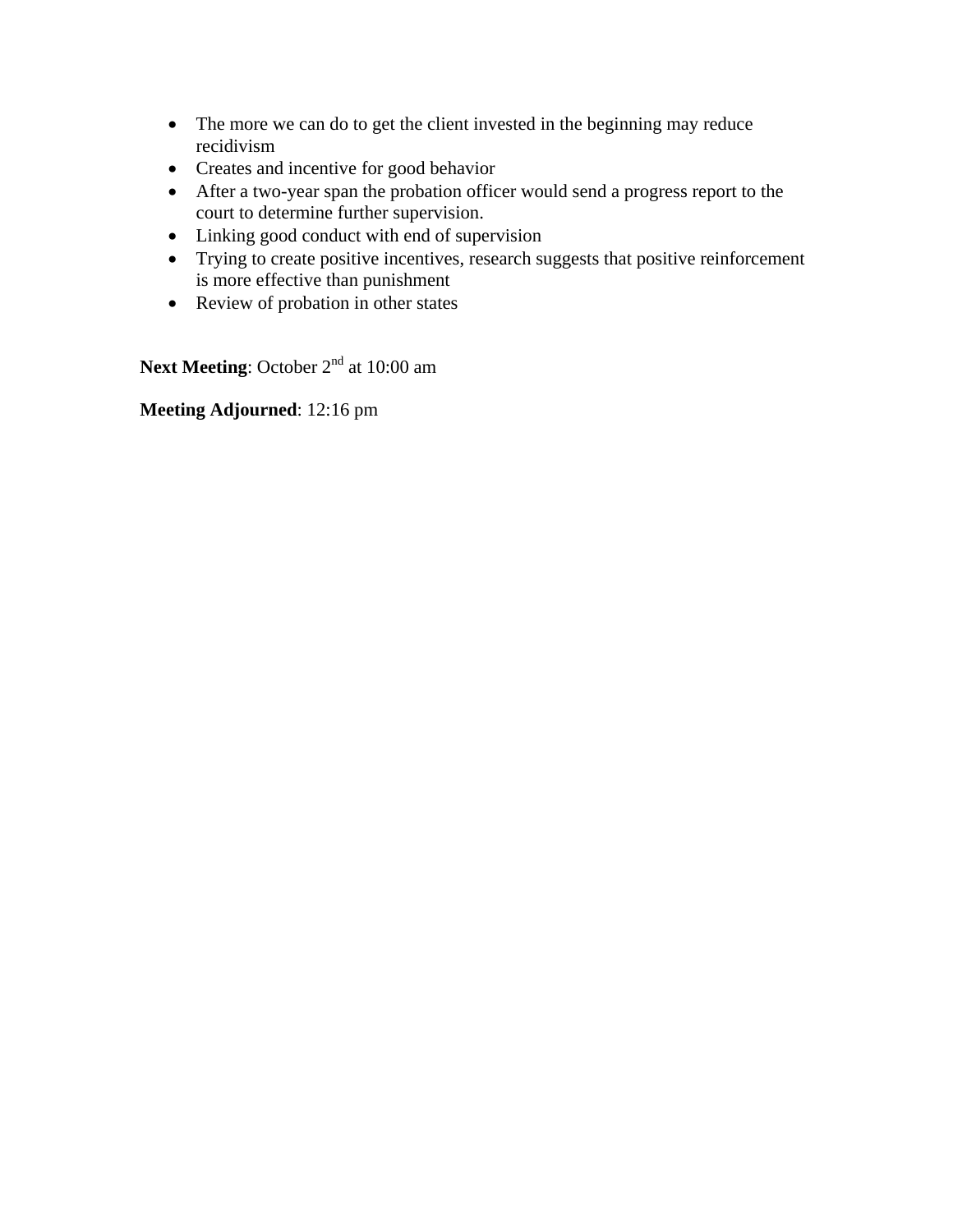- The more we can do to get the client invested in the beginning may reduce recidivism
- Creates and incentive for good behavior
- After a two-year span the probation officer would send a progress report to the court to determine further supervision.
- Linking good conduct with end of supervision
- Trying to create positive incentives, research suggests that positive reinforcement is more effective than punishment
- Review of probation in other states

**Next Meeting**: October 2nd at 10:00 am

**Meeting Adjourned**: 12:16 pm